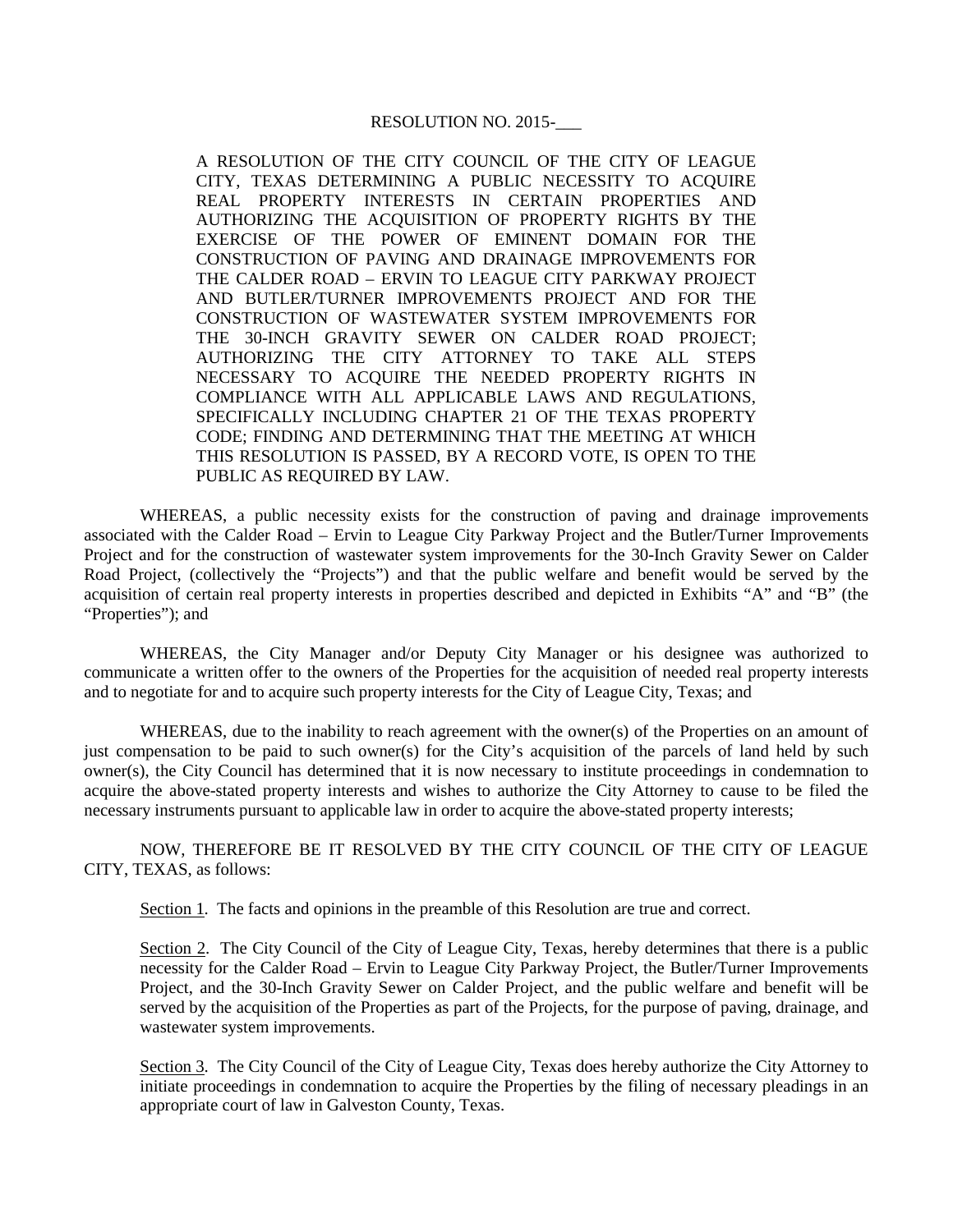# RESOLUTION NO. 2015-___

A RESOLUTION OF THE CITY COUNCIL OF THE CITY OF LEAGUE CITY, TEXAS DETERMINING A PUBLIC NECESSITY TO ACQUIRE REAL PROPERTY INTERESTS IN CERTAIN PROPERTIES AND AUTHORIZING THE ACQUISITION OF PROPERTY RIGHTS BY THE EXERCISE OF THE POWER OF EMINENT DOMAIN FOR THE CONSTRUCTION OF PAVING AND DRAINAGE IMPROVEMENTS FOR THE CALDER ROAD – ERVIN TO LEAGUE CITY PARKWAY PROJECT AND BUTLER/TURNER IMPROVEMENTS PROJECT AND FOR THE CONSTRUCTION OF WASTEWATER SYSTEM IMPROVEMENTS FOR THE 30-INCH GRAVITY SEWER ON CALDER ROAD PROJECT; AUTHORIZING THE CITY ATTORNEY TO TAKE ALL STEPS NECESSARY TO ACQUIRE THE NEEDED PROPERTY RIGHTS IN COMPLIANCE WITH ALL APPLICABLE LAWS AND REGULATIONS, SPECIFICALLY INCLUDING CHAPTER 21 OF THE TEXAS PROPERTY CODE; FINDING AND DETERMINING THAT THE MEETING AT WHICH THIS RESOLUTION IS PASSED, BY A RECORD VOTE, IS OPEN TO THE PUBLIC AS REQUIRED BY LAW.

WHEREAS, a public necessity exists for the construction of paving and drainage improvements associated with the Calder Road – Ervin to League City Parkway Project and the Butler/Turner Improvements Project and for the construction of wastewater system improvements for the 30-Inch Gravity Sewer on Calder Road Project, (collectively the "Projects") and that the public welfare and benefit would be served by the acquisition of certain real property interests in properties described and depicted in Exhibits "A" and "B" (the "Properties"); and

WHEREAS, the City Manager and/or Deputy City Manager or his designee was authorized to communicate a written offer to the owners of the Properties for the acquisition of needed real property interests and to negotiate for and to acquire such property interests for the City of League City, Texas; and

WHEREAS, due to the inability to reach agreement with the owner(s) of the Properties on an amount of just compensation to be paid to such owner(s) for the City's acquisition of the parcels of land held by such owner(s), the City Council has determined that it is now necessary to institute proceedings in condemnation to acquire the above-stated property interests and wishes to authorize the City Attorney to cause to be filed the necessary instruments pursuant to applicable law in order to acquire the above-stated property interests;

NOW, THEREFORE BE IT RESOLVED BY THE CITY COUNCIL OF THE CITY OF LEAGUE CITY, TEXAS, as follows:

Section 1. The facts and opinions in the preamble of this Resolution are true and correct.

Section 2. The City Council of the City of League City, Texas, hereby determines that there is a public necessity for the Calder Road – Ervin to League City Parkway Project, the Butler/Turner Improvements Project, and the 30-Inch Gravity Sewer on Calder Project, and the public welfare and benefit will be served by the acquisition of the Properties as part of the Projects, for the purpose of paving, drainage, and wastewater system improvements.

Section 3. The City Council of the City of League City, Texas does hereby authorize the City Attorney to initiate proceedings in condemnation to acquire the Properties by the filing of necessary pleadings in an appropriate court of law in Galveston County, Texas.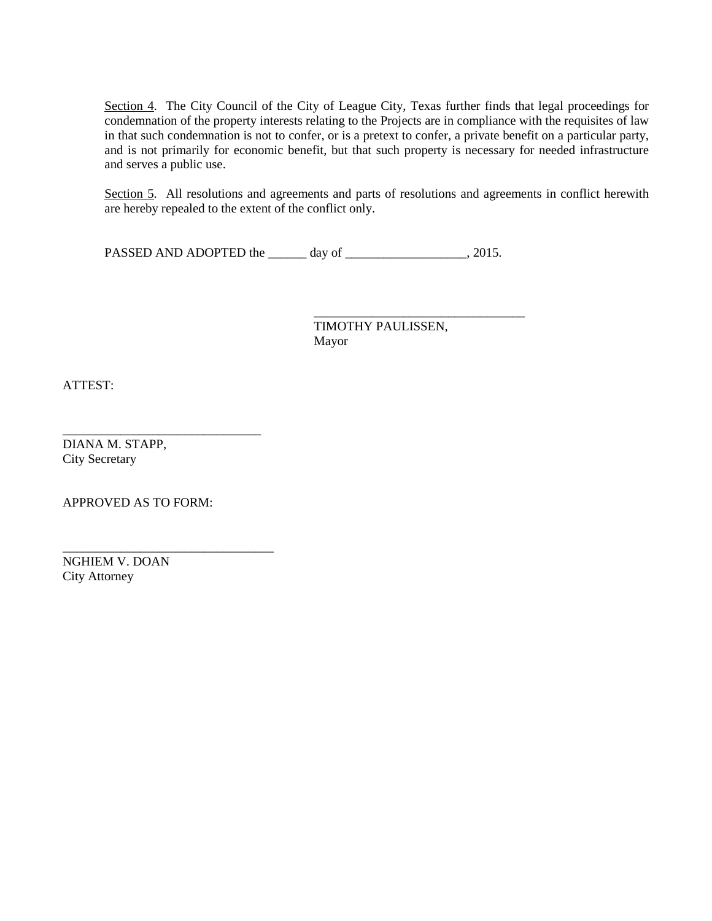<u>Section 4</u>. The City Council of the City of League City, Texas further finds that legal proceedings for condemnation of the property interests relating to the Projects are in compliance with the requisites of law in that such condemnation is not to confer, or is a pretext to confer, a private benefit on a particular party, and is not primarily for economic benefit, but that such property is necessary for needed infrastructure and serves a public use.

<u>Section 5</u>. All resolutions and agreements and parts of resolutions and agreements in conflict herewith are hereby repealed to the extent of the conflict only.

PASSED AND ADOPTED the ______ day of ___________________, 2015.

_________________________________
TIMOTHY PAULISSEN,
Mayor

ATTEST:

_______________________________
DIANA M. STAPP,
City Secretary

APPROVED AS TO FORM:

_________________________________
NGHIEM V. DOAN
City Attorney